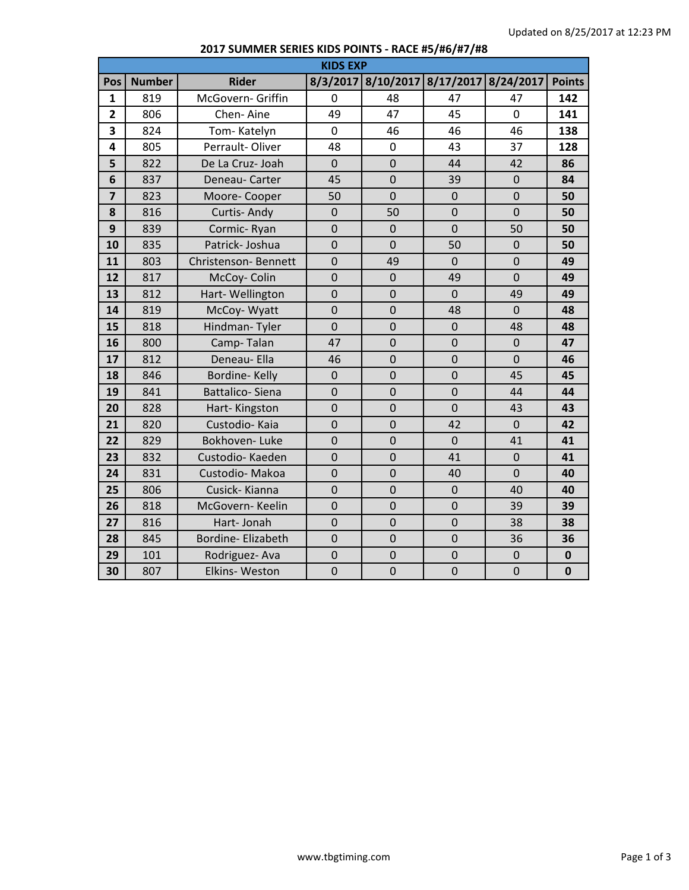Updated on 8/25/2017 at 12:23 PM

## 2017 SUMMER SERIES KIDS POINTS - RACE #5/#6/#7/#8

| KIDS EXP | | | | | | | |
|---|---|---|---|---|---|---|---|
| **Pos** | **Number** | **Rider** | **8/3/2017** | **8/10/2017** | **8/17/2017** | **8/24/2017** | **Points** |
| **1** | 819 | McGovern- Griffin | 0 | 48 | 47 | 47 | **142** |
| **2** | 806 | Chen- Aine | 49 | 47 | 45 | 0 | **141** |
| **3** | 824 | Tom- Katelyn | 0 | 46 | 46 | 46 | **138** |
| **4** | 805 | Perrault- Oliver | 48 | 0 | 43 | 37 | **128** |
| **5** | 822 | De La Cruz- Joah | 0 | 0 | 44 | 42 | **86** |
| **6** | 837 | Deneau- Carter | 45 | 0 | 39 | 0 | **84** |
| **7** | 823 | Moore- Cooper | 50 | 0 | 0 | 0 | **50** |
| **8** | 816 | Curtis- Andy | 0 | 50 | 0 | 0 | **50** |
| **9** | 839 | Cormic- Ryan | 0 | 0 | 0 | 50 | **50** |
| **10** | 835 | Patrick- Joshua | 0 | 0 | 50 | 0 | **50** |
| **11** | 803 | Christenson- Bennett | 0 | 49 | 0 | 0 | **49** |
| **12** | 817 | McCoy- Colin | 0 | 0 | 49 | 0 | **49** |
| **13** | 812 | Hart- Wellington | 0 | 0 | 0 | 49 | **49** |
| **14** | 819 | McCoy- Wyatt | 0 | 0 | 48 | 0 | **48** |
| **15** | 818 | Hindman- Tyler | 0 | 0 | 0 | 48 | **48** |
| **16** | 800 | Camp- Talan | 47 | 0 | 0 | 0 | **47** |
| **17** | 812 | Deneau- Ella | 46 | 0 | 0 | 0 | **46** |
| **18** | 846 | Bordine- Kelly | 0 | 0 | 0 | 45 | **45** |
| **19** | 841 | Battalico- Siena | 0 | 0 | 0 | 44 | **44** |
| **20** | 828 | Hart- Kingston | 0 | 0 | 0 | 43 | **43** |
| **21** | 820 | Custodio- Kaia | 0 | 0 | 42 | 0 | **42** |
| **22** | 829 | Bokhoven- Luke | 0 | 0 | 0 | 41 | **41** |
| **23** | 832 | Custodio- Kaeden | 0 | 0 | 41 | 0 | **41** |
| **24** | 831 | Custodio- Makoa | 0 | 0 | 40 | 0 | **40** |
| **25** | 806 | Cusick- Kianna | 0 | 0 | 0 | 40 | **40** |
| **26** | 818 | McGovern- Keelin | 0 | 0 | 0 | 39 | **39** |
| **27** | 816 | Hart- Jonah | 0 | 0 | 0 | 38 | **38** |
| **28** | 845 | Bordine- Elizabeth | 0 | 0 | 0 | 36 | **36** |
| **29** | 101 | Rodriguez- Ava | 0 | 0 | 0 | 0 | **0** |
| **30** | 807 | Elkins- Weston | 0 | 0 | 0 | 0 | **0** |

www.tbgtiming.com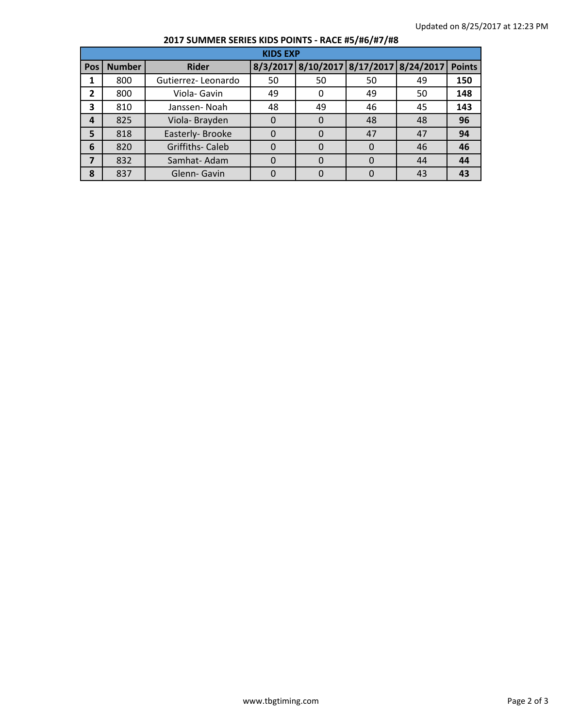Updated on 8/25/2017 at 12:23 PM

## 2017 SUMMER SERIES KIDS POINTS - RACE #5/#6/#7/#8

| KIDS EXP | | | | | | | |
|---|---|---|---|---|---|---|---|
| **Pos** | **Number** | **Rider** | **8/3/2017** | **8/10/2017** | **8/17/2017** | **8/24/2017** | **Points** |
| **1** | 800 | Gutierrez- Leonardo | 50 | 50 | 50 | 49 | **150** |
| **2** | 800 | Viola- Gavin | 49 | 0 | 49 | 50 | **148** |
| **3** | 810 | Janssen- Noah | 48 | 49 | 46 | 45 | **143** |
| **4** | 825 | Viola- Brayden | 0 | 0 | 48 | 48 | **96** |
| **5** | 818 | Easterly- Brooke | 0 | 0 | 47 | 47 | **94** |
| **6** | 820 | Griffiths- Caleb | 0 | 0 | 0 | 46 | **46** |
| **7** | 832 | Samhat- Adam | 0 | 0 | 0 | 44 | **44** |
| **8** | 837 | Glenn- Gavin | 0 | 0 | 0 | 43 | **43** |

www.tbgtiming.com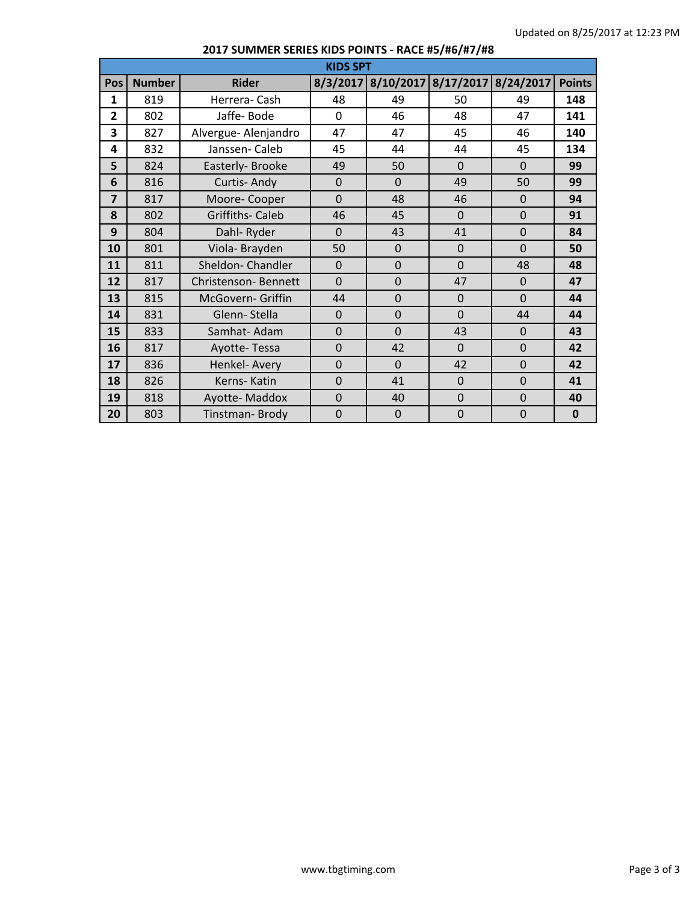Updated on 8/25/2017 at 12:23 PM

## 2017 SUMMER SERIES KIDS POINTS - RACE #5/#6/#7/#8

| KIDS SPT | | | | | | | |
|---|---|---|---|---|---|---|---|
| **Pos** | **Number** | **Rider** | **8/3/2017** | **8/10/2017** | **8/17/2017** | **8/24/2017** | **Points** |
| **1** | 819 | Herrera- Cash | 48 | 49 | 50 | 49 | **148** |
| **2** | 802 | Jaffe- Bode | 0 | 46 | 48 | 47 | **141** |
| **3** | 827 | Alvergue- Alenjandro | 47 | 47 | 45 | 46 | **140** |
| **4** | 832 | Janssen- Caleb | 45 | 44 | 44 | 45 | **134** |
| **5** | 824 | Easterly- Brooke | 49 | 50 | 0 | 0 | **99** |
| **6** | 816 | Curtis- Andy | 0 | 0 | 49 | 50 | **99** |
| **7** | 817 | Moore- Cooper | 0 | 48 | 46 | 0 | **94** |
| **8** | 802 | Griffiths- Caleb | 46 | 45 | 0 | 0 | **91** |
| **9** | 804 | Dahl- Ryder | 0 | 43 | 41 | 0 | **84** |
| **10** | 801 | Viola- Brayden | 50 | 0 | 0 | 0 | **50** |
| **11** | 811 | Sheldon- Chandler | 0 | 0 | 0 | 48 | **48** |
| **12** | 817 | Christenson- Bennett | 0 | 0 | 47 | 0 | **47** |
| **13** | 815 | McGovern- Griffin | 44 | 0 | 0 | 0 | **44** |
| **14** | 831 | Glenn- Stella | 0 | 0 | 0 | 44 | **44** |
| **15** | 833 | Samhat- Adam | 0 | 0 | 43 | 0 | **43** |
| **16** | 817 | Ayotte- Tessa | 0 | 42 | 0 | 0 | **42** |
| **17** | 836 | Henkel- Avery | 0 | 0 | 42 | 0 | **42** |
| **18** | 826 | Kerns- Katin | 0 | 41 | 0 | 0 | **41** |
| **19** | 818 | Ayotte- Maddox | 0 | 40 | 0 | 0 | **40** |
| **20** | 803 | Tinstman- Brody | 0 | 0 | 0 | 0 | **0** |

www.tbgtiming.com